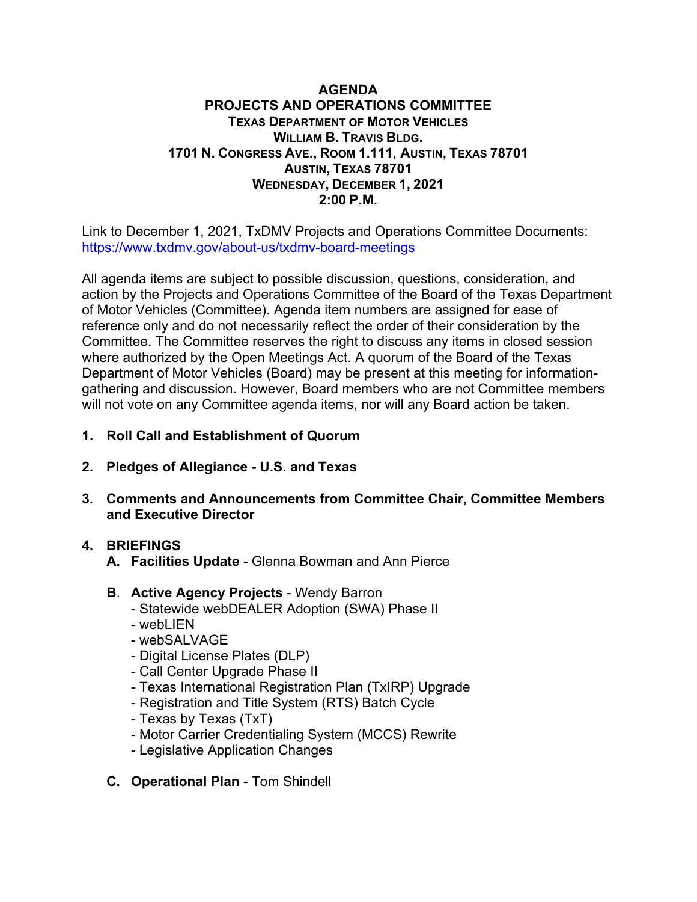# AGENDA

## PROJECTS AND OPERATIONS COMMITTEE

**TEXAS DEPARTMENT OF MOTOR VEHICLES**
**WILLIAM B. TRAVIS BLDG.**
**1701 N. CONGRESS AVE., ROOM 1.111, AUSTIN, TEXAS 78701**
**AUSTIN, TEXAS 78701**
**WEDNESDAY, DECEMBER 1, 2021**
**2:00 P.M.**

Link to December 1, 2021, TxDMV Projects and Operations Committee Documents: https://www.txdmv.gov/about-us/txdmv-board-meetings

All agenda items are subject to possible discussion, questions, consideration, and action by the Projects and Operations Committee of the Board of the Texas Department of Motor Vehicles (Committee). Agenda item numbers are assigned for ease of reference only and do not necessarily reflect the order of their consideration by the Committee. The Committee reserves the right to discuss any items in closed session where authorized by the Open Meetings Act. A quorum of the Board of the Texas Department of Motor Vehicles (Board) may be present at this meeting for information-gathering and discussion. However, Board members who are not Committee members will not vote on any Committee agenda items, nor will any Board action be taken.

1. **Roll Call and Establishment of Quorum**

2. **Pledges of Allegiance - U.S. and Texas**

3. **Comments and Announcements from Committee Chair, Committee Members and Executive Director**

4. **BRIEFINGS**

   A. **Facilities Update** - Glenna Bowman and Ann Pierce

   B. **Active Agency Projects** - Wendy Barron
      - Statewide webDEALER Adoption (SWA) Phase II
      - webLIEN
      - webSALVAGE
      - Digital License Plates (DLP)
      - Call Center Upgrade Phase II
      - Texas International Registration Plan (TxIRP) Upgrade
      - Registration and Title System (RTS) Batch Cycle
      - Texas by Texas (TxT)
      - Motor Carrier Credentialing System (MCCS) Rewrite
      - Legislative Application Changes

   C. **Operational Plan** - Tom Shindell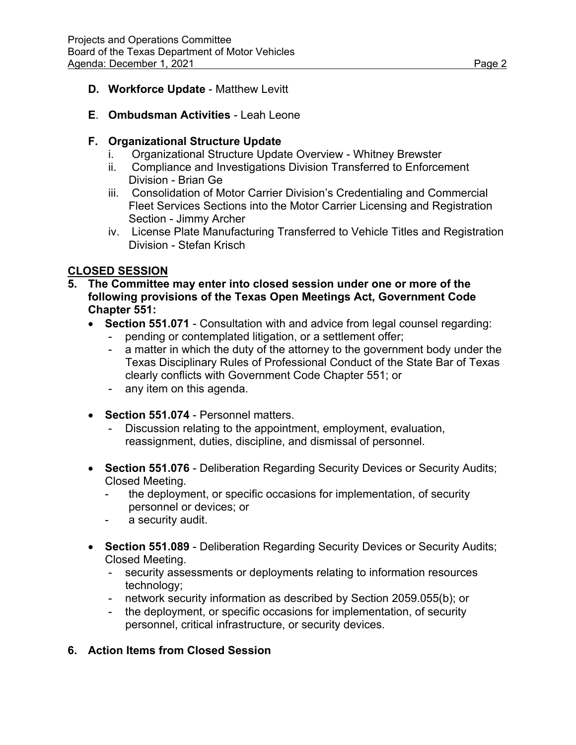**D. Workforce Update** - Matthew Levitt

**E**. **Ombudsman Activities** - Leah Leone

**F. Organizational Structure Update**

i. Organizational Structure Update Overview - Whitney Brewster

ii. Compliance and Investigations Division Transferred to Enforcement Division - Brian Ge

iii. Consolidation of Motor Carrier Division's Credentialing and Commercial Fleet Services Sections into the Motor Carrier Licensing and Registration Section - Jimmy Archer

iv. License Plate Manufacturing Transferred to Vehicle Titles and Registration Division - Stefan Krisch

## CLOSED SESSION

**5. The Committee may enter into closed session under one or more of the following provisions of the Texas Open Meetings Act, Government Code Chapter 551:**

- **Section 551.071** - Consultation with and advice from legal counsel regarding:
  - pending or contemplated litigation, or a settlement offer;
  - a matter in which the duty of the attorney to the government body under the Texas Disciplinary Rules of Professional Conduct of the State Bar of Texas clearly conflicts with Government Code Chapter 551; or
  - any item on this agenda.

- **Section 551.074** - Personnel matters.
  - Discussion relating to the appointment, employment, evaluation, reassignment, duties, discipline, and dismissal of personnel.

- **Section 551.076** - Deliberation Regarding Security Devices or Security Audits; Closed Meeting.
  - the deployment, or specific occasions for implementation, of security personnel or devices; or
  - a security audit.

- **Section 551.089** - Deliberation Regarding Security Devices or Security Audits; Closed Meeting.
  - security assessments or deployments relating to information resources technology;
  - network security information as described by Section 2059.055(b); or
  - the deployment, or specific occasions for implementation, of security personnel, critical infrastructure, or security devices.

**6. Action Items from Closed Session**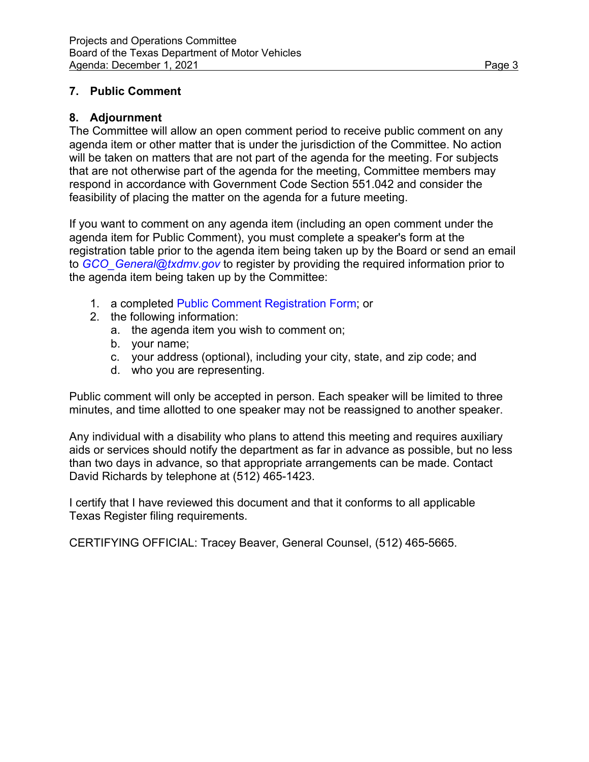### 7. Public Comment

### 8. Adjournment

The Committee will allow an open comment period to receive public comment on any agenda item or other matter that is under the jurisdiction of the Committee. No action will be taken on matters that are not part of the agenda for the meeting. For subjects that are not otherwise part of the agenda for the meeting, Committee members may respond in accordance with Government Code Section 551.042 and consider the feasibility of placing the matter on the agenda for a future meeting.

If you want to comment on any agenda item (including an open comment under the agenda item for Public Comment), you must complete a speaker's form at the registration table prior to the agenda item being taken up by the Board or send an email to *GCO_General@txdmv.gov* to register by providing the required information prior to the agenda item being taken up by the Committee:

1. a completed Public Comment Registration Form; or
2. the following information:
   a. the agenda item you wish to comment on;
   b. your name;
   c. your address (optional), including your city, state, and zip code; and
   d. who you are representing.

Public comment will only be accepted in person. Each speaker will be limited to three minutes, and time allotted to one speaker may not be reassigned to another speaker.

Any individual with a disability who plans to attend this meeting and requires auxiliary aids or services should notify the department as far in advance as possible, but no less than two days in advance, so that appropriate arrangements can be made. Contact David Richards by telephone at (512) 465-1423.

I certify that I have reviewed this document and that it conforms to all applicable Texas Register filing requirements.

CERTIFYING OFFICIAL: Tracey Beaver, General Counsel, (512) 465-5665.